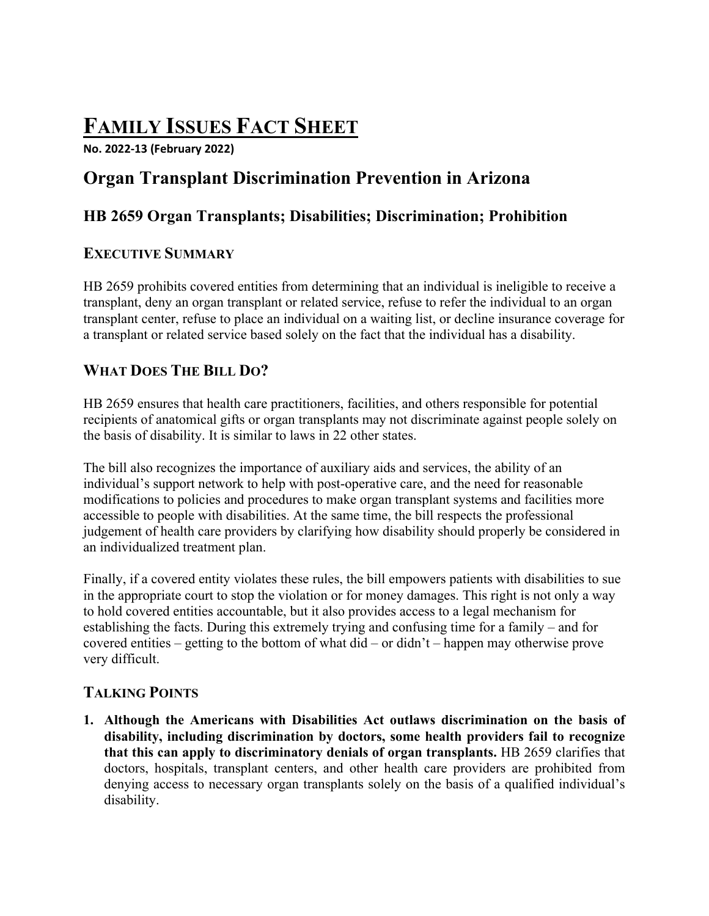# FAMILY ISSUES FACT SHEET

**No. 2022-13 (February 2022)**

## Organ Transplant Discrimination Prevention in Arizona

### HB 2659 Organ Transplants; Disabilities; Discrimination; Prohibition

### EXECUTIVE SUMMARY

HB 2659 prohibits covered entities from determining that an individual is ineligible to receive a transplant, deny an organ transplant or related service, refuse to refer the individual to an organ transplant center, refuse to place an individual on a waiting list, or decline insurance coverage for a transplant or related service based solely on the fact that the individual has a disability.

### WHAT DOES THE BILL DO?

HB 2659 ensures that health care practitioners, facilities, and others responsible for potential recipients of anatomical gifts or organ transplants may not discriminate against people solely on the basis of disability. It is similar to laws in 22 other states.

The bill also recognizes the importance of auxiliary aids and services, the ability of an individual's support network to help with post-operative care, and the need for reasonable modifications to policies and procedures to make organ transplant systems and facilities more accessible to people with disabilities. At the same time, the bill respects the professional judgement of health care providers by clarifying how disability should properly be considered in an individualized treatment plan.

Finally, if a covered entity violates these rules, the bill empowers patients with disabilities to sue in the appropriate court to stop the violation or for money damages. This right is not only a way to hold covered entities accountable, but it also provides access to a legal mechanism for establishing the facts. During this extremely trying and confusing time for a family – and for covered entities – getting to the bottom of what did – or didn't – happen may otherwise prove very difficult.

### TALKING POINTS

1. **Although the Americans with Disabilities Act outlaws discrimination on the basis of disability, including discrimination by doctors, some health providers fail to recognize that this can apply to discriminatory denials of organ transplants.** HB 2659 clarifies that doctors, hospitals, transplant centers, and other health care providers are prohibited from denying access to necessary organ transplants solely on the basis of a qualified individual's disability.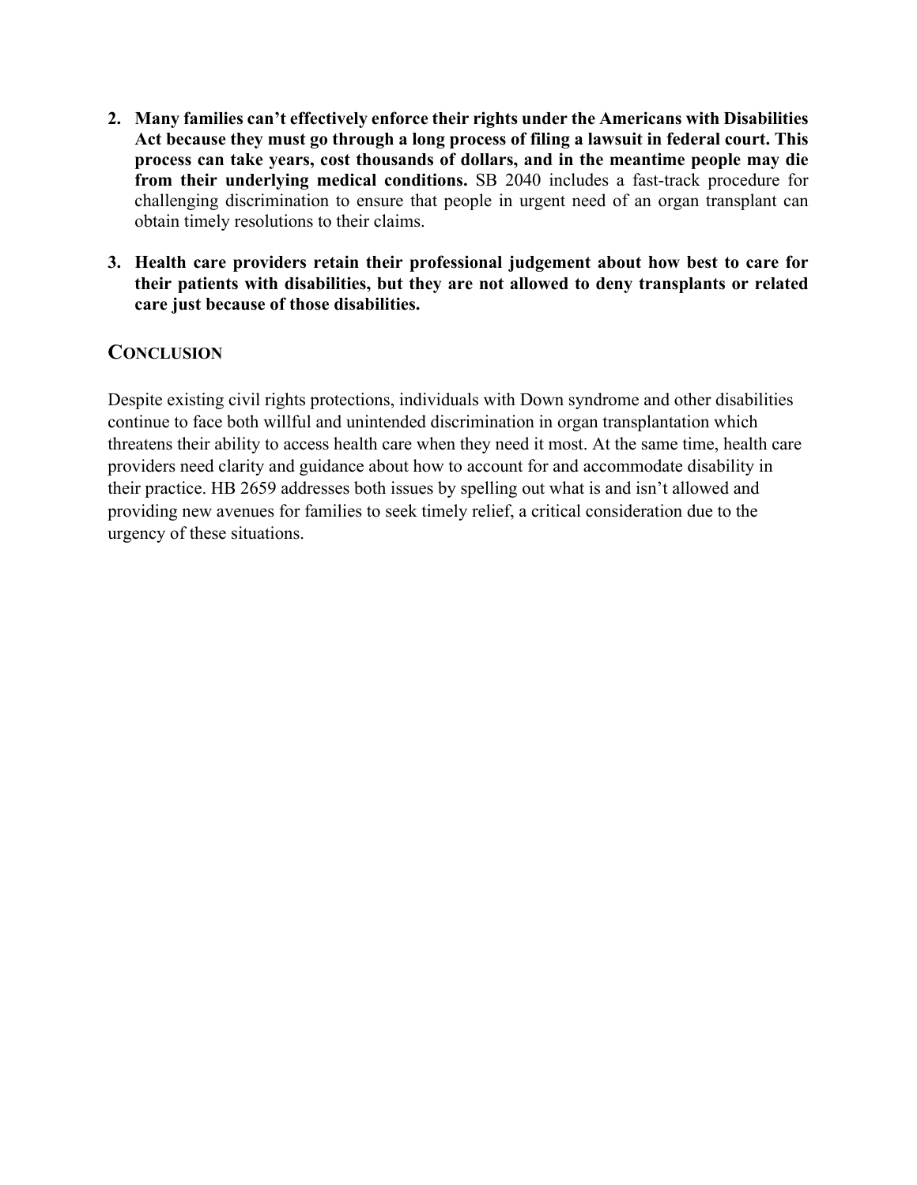2. **Many families can't effectively enforce their rights under the Americans with Disabilities Act because they must go through a long process of filing a lawsuit in federal court. This process can take years, cost thousands of dollars, and in the meantime people may die from their underlying medical conditions.** SB 2040 includes a fast-track procedure for challenging discrimination to ensure that people in urgent need of an organ transplant can obtain timely resolutions to their claims.

3. **Health care providers retain their professional judgement about how best to care for their patients with disabilities, but they are not allowed to deny transplants or related care just because of those disabilities.**

## CONCLUSION

Despite existing civil rights protections, individuals with Down syndrome and other disabilities continue to face both willful and unintended discrimination in organ transplantation which threatens their ability to access health care when they need it most. At the same time, health care providers need clarity and guidance about how to account for and accommodate disability in their practice. HB 2659 addresses both issues by spelling out what is and isn't allowed and providing new avenues for families to seek timely relief, a critical consideration due to the urgency of these situations.